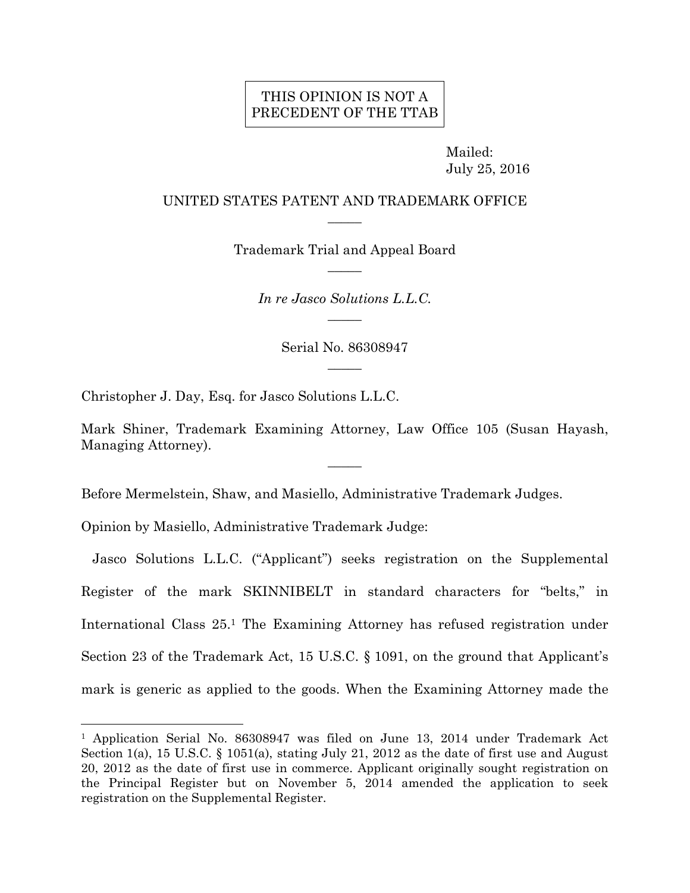THIS OPINION IS NOT A PRECEDENT OF THE TTAB

Mailed:
July 25, 2016

UNITED STATES PATENT AND TRADEMARK OFFICE

\_\_\_\_\_

Trademark Trial and Appeal Board

\_\_\_\_\_

*In re Jasco Solutions L.L.C.*

\_\_\_\_\_

Serial No. 86308947

\_\_\_\_\_

Christopher J. Day, Esq. for Jasco Solutions L.L.C.

Mark Shiner, Trademark Examining Attorney, Law Office 105 (Susan Hayash, Managing Attorney).

\_\_\_\_\_

Before Mermelstein, Shaw, and Masiello, Administrative Trademark Judges.

Opinion by Masiello, Administrative Trademark Judge:

Jasco Solutions L.L.C. ("Applicant") seeks registration on the Supplemental Register of the mark SKINNIBELT in standard characters for "belts," in International Class 25.[1] The Examining Attorney has refused registration under Section 23 of the Trademark Act, 15 U.S.C. § 1091, on the ground that Applicant's mark is generic as applied to the goods. When the Examining Attorney made the

---

[1] Application Serial No. 86308947 was filed on June 13, 2014 under Trademark Act Section 1(a), 15 U.S.C. § 1051(a), stating July 21, 2012 as the date of first use and August 20, 2012 as the date of first use in commerce. Applicant originally sought registration on the Principal Register but on November 5, 2014 amended the application to seek registration on the Supplemental Register.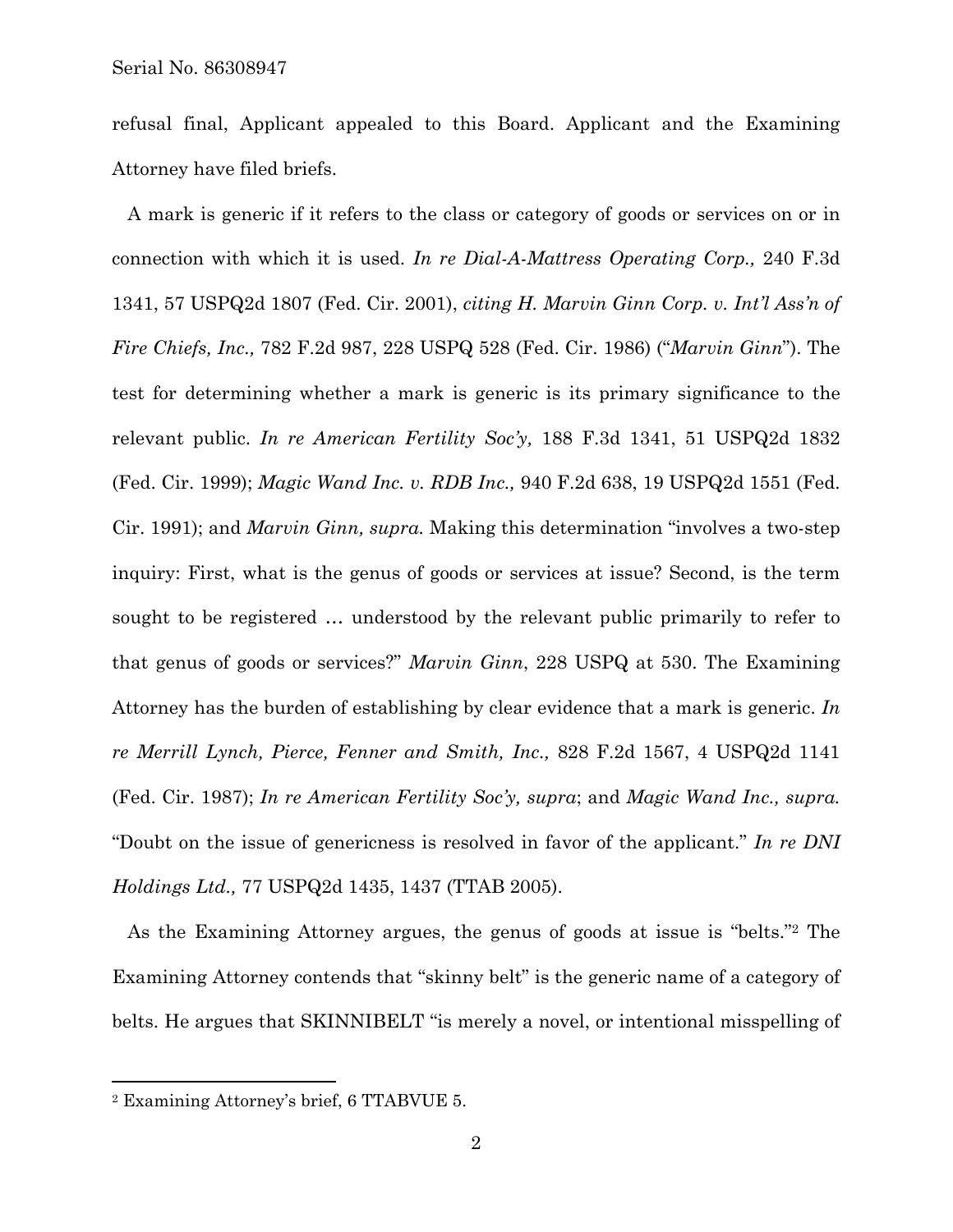refusal final, Applicant appealed to this Board. Applicant and the Examining Attorney have filed briefs.

A mark is generic if it refers to the class or category of goods or services on or in connection with which it is used. *In re Dial-A-Mattress Operating Corp.,* 240 F.3d 1341, 57 USPQ2d 1807 (Fed. Cir. 2001), *citing H. Marvin Ginn Corp. v. Int'l Ass'n of Fire Chiefs, Inc.,* 782 F.2d 987, 228 USPQ 528 (Fed. Cir. 1986) ("*Marvin Ginn*"). The test for determining whether a mark is generic is its primary significance to the relevant public. *In re American Fertility Soc'y,* 188 F.3d 1341, 51 USPQ2d 1832 (Fed. Cir. 1999); *Magic Wand Inc. v. RDB Inc.,* 940 F.2d 638, 19 USPQ2d 1551 (Fed. Cir. 1991); and *Marvin Ginn, supra.* Making this determination "involves a two-step inquiry: First, what is the genus of goods or services at issue? Second, is the term sought to be registered … understood by the relevant public primarily to refer to that genus of goods or services?" *Marvin Ginn*, 228 USPQ at 530. The Examining Attorney has the burden of establishing by clear evidence that a mark is generic. *In re Merrill Lynch, Pierce, Fenner and Smith, Inc.,* 828 F.2d 1567, 4 USPQ2d 1141 (Fed. Cir. 1987); *In re American Fertility Soc'y, supra*; and *Magic Wand Inc., supra.* "Doubt on the issue of genericness is resolved in favor of the applicant." *In re DNI Holdings Ltd.,* 77 USPQ2d 1435, 1437 (TTAB 2005).

As the Examining Attorney argues, the genus of goods at issue is "belts."[2] The Examining Attorney contends that "skinny belt" is the generic name of a category of belts. He argues that SKINNIBELT "is merely a novel, or intentional misspelling of

---

[2] Examining Attorney's brief, 6 TTABVUE 5.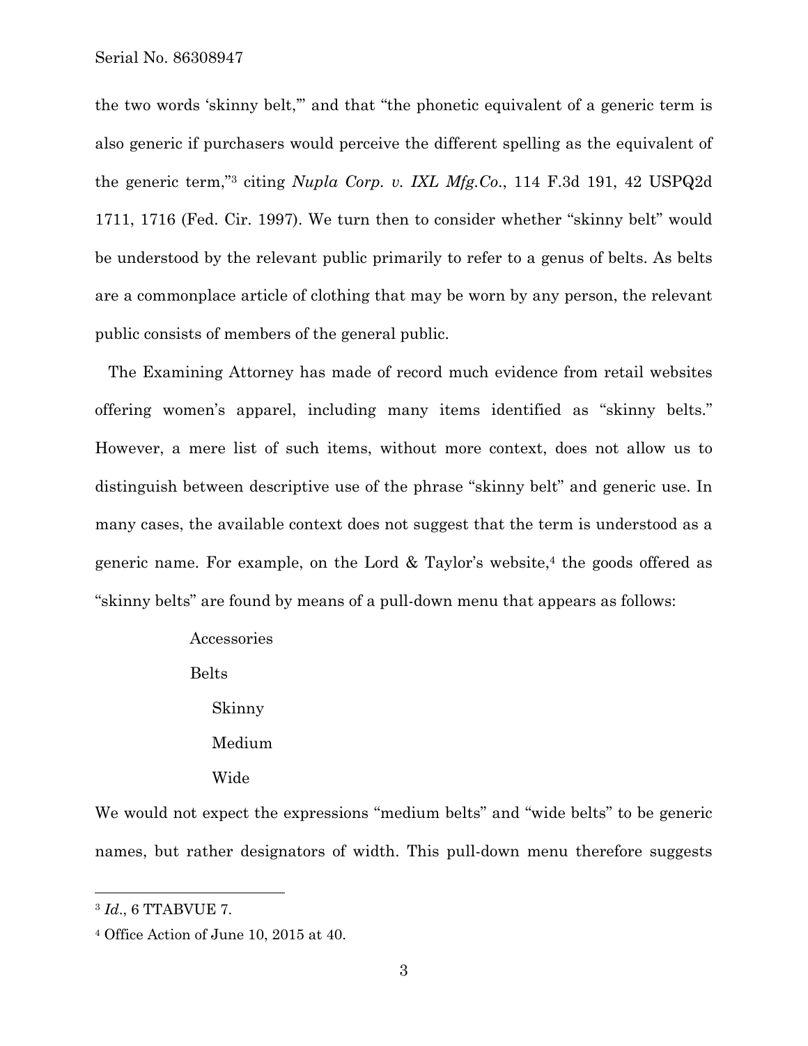the two words 'skinny belt,'" and that "the phonetic equivalent of a generic term is also generic if purchasers would perceive the different spelling as the equivalent of the generic term,"[3] citing *Nupla Corp. v. IXL Mfg.Co.*, 114 F.3d 191, 42 USPQ2d 1711, 1716 (Fed. Cir. 1997). We turn then to consider whether "skinny belt" would be understood by the relevant public primarily to refer to a genus of belts. As belts are a commonplace article of clothing that may be worn by any person, the relevant public consists of members of the general public.

The Examining Attorney has made of record much evidence from retail websites offering women's apparel, including many items identified as "skinny belts." However, a mere list of such items, without more context, does not allow us to distinguish between descriptive use of the phrase "skinny belt" and generic use. In many cases, the available context does not suggest that the term is understood as a generic name. For example, on the Lord & Taylor's website,[4] the goods offered as "skinny belts" are found by means of a pull-down menu that appears as follows:

> Accessories
>
> Belts
>
> &nbsp;&nbsp;&nbsp;&nbsp;Skinny
>
> &nbsp;&nbsp;&nbsp;&nbsp;Medium
>
> &nbsp;&nbsp;&nbsp;&nbsp;Wide

We would not expect the expressions "medium belts" and "wide belts" to be generic names, but rather designators of width. This pull-down menu therefore suggests

---

[3] *Id.*, 6 TTABVUE 7.

[4] Office Action of June 10, 2015 at 40.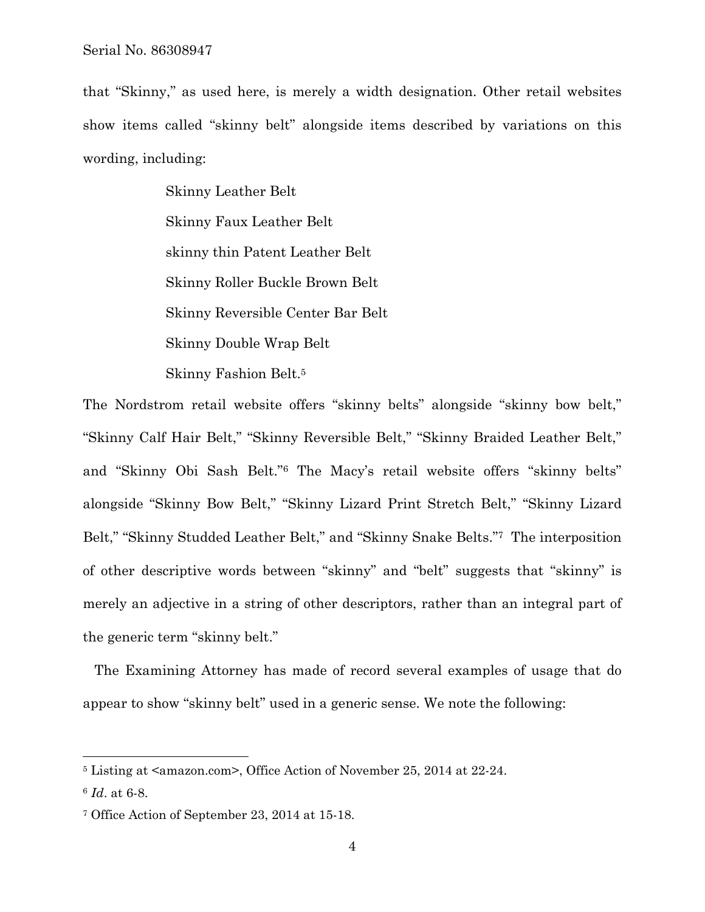that "Skinny," as used here, is merely a width designation. Other retail websites show items called "skinny belt" alongside items described by variations on this wording, including:

> Skinny Leather Belt
>
> Skinny Faux Leather Belt
>
> skinny thin Patent Leather Belt
>
> Skinny Roller Buckle Brown Belt
>
> Skinny Reversible Center Bar Belt
>
> Skinny Double Wrap Belt
>
> Skinny Fashion Belt.[5]

The Nordstrom retail website offers "skinny belts" alongside "skinny bow belt," "Skinny Calf Hair Belt," "Skinny Reversible Belt," "Skinny Braided Leather Belt," and "Skinny Obi Sash Belt."[6] The Macy's retail website offers "skinny belts" alongside "Skinny Bow Belt," "Skinny Lizard Print Stretch Belt," "Skinny Lizard Belt," "Skinny Studded Leather Belt," and "Skinny Snake Belts."[7] The interposition of other descriptive words between "skinny" and "belt" suggests that "skinny" is merely an adjective in a string of other descriptors, rather than an integral part of the generic term "skinny belt."

The Examining Attorney has made of record several examples of usage that do appear to show "skinny belt" used in a generic sense. We note the following:

---

[5] Listing at <amazon.com>, Office Action of November 25, 2014 at 22-24.

[6] *Id*. at 6-8.

[7] Office Action of September 23, 2014 at 15-18.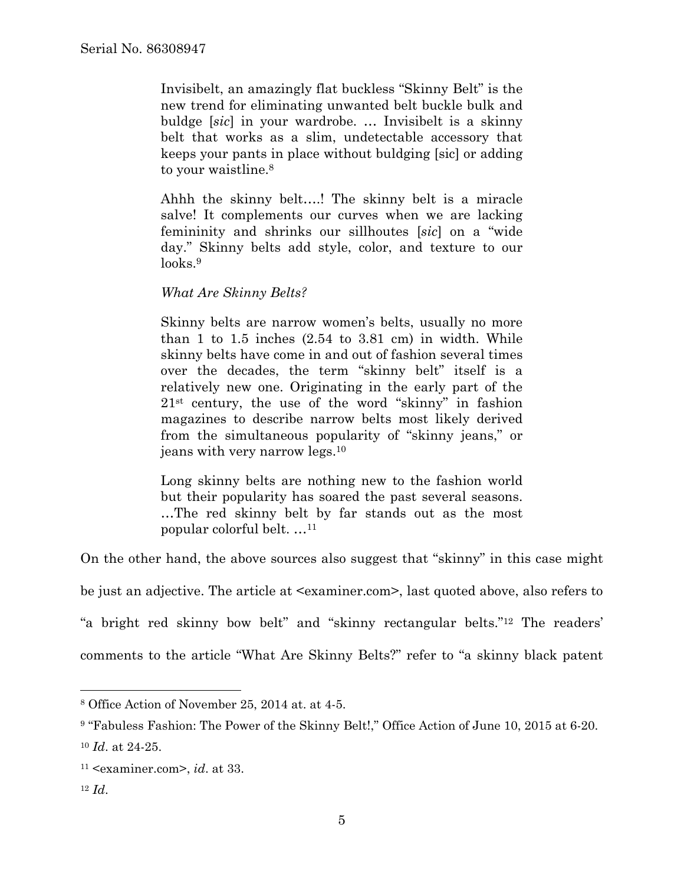> Invisibelt, an amazingly flat buckless "Skinny Belt" is the new trend for eliminating unwanted belt buckle bulk and buldge [*sic*] in your wardrobe. … Invisibelt is a skinny belt that works as a slim, undetectable accessory that keeps your pants in place without buldging [sic] or adding to your waistline.[8]
>
> Ahhh the skinny belt….! The skinny belt is a miracle salve! It complements our curves when we are lacking femininity and shrinks our sillhoutes [*sic*] on a "wide day." Skinny belts add style, color, and texture to our looks.[9]
>
> *What Are Skinny Belts?*
>
> Skinny belts are narrow women's belts, usually no more than 1 to 1.5 inches (2.54 to 3.81 cm) in width. While skinny belts have come in and out of fashion several times over the decades, the term "skinny belt" itself is a relatively new one. Originating in the early part of the 21st century, the use of the word "skinny" in fashion magazines to describe narrow belts most likely derived from the simultaneous popularity of "skinny jeans," or jeans with very narrow legs.[10]
>
> Long skinny belts are nothing new to the fashion world but their popularity has soared the past several seasons. …The red skinny belt by far stands out as the most popular colorful belt. …[11]

On the other hand, the above sources also suggest that "skinny" in this case might be just an adjective. The article at <examiner.com>, last quoted above, also refers to "a bright red skinny bow belt" and "skinny rectangular belts."[12] The readers' comments to the article "What Are Skinny Belts?" refer to "a skinny black patent

---

[8] Office Action of November 25, 2014 at. at 4-5.

[9] "Fabuless Fashion: The Power of the Skinny Belt!," Office Action of June 10, 2015 at 6-20.

[10] *Id*. at 24-25.

[11] <examiner.com>, *id*. at 33.

[12] *Id*.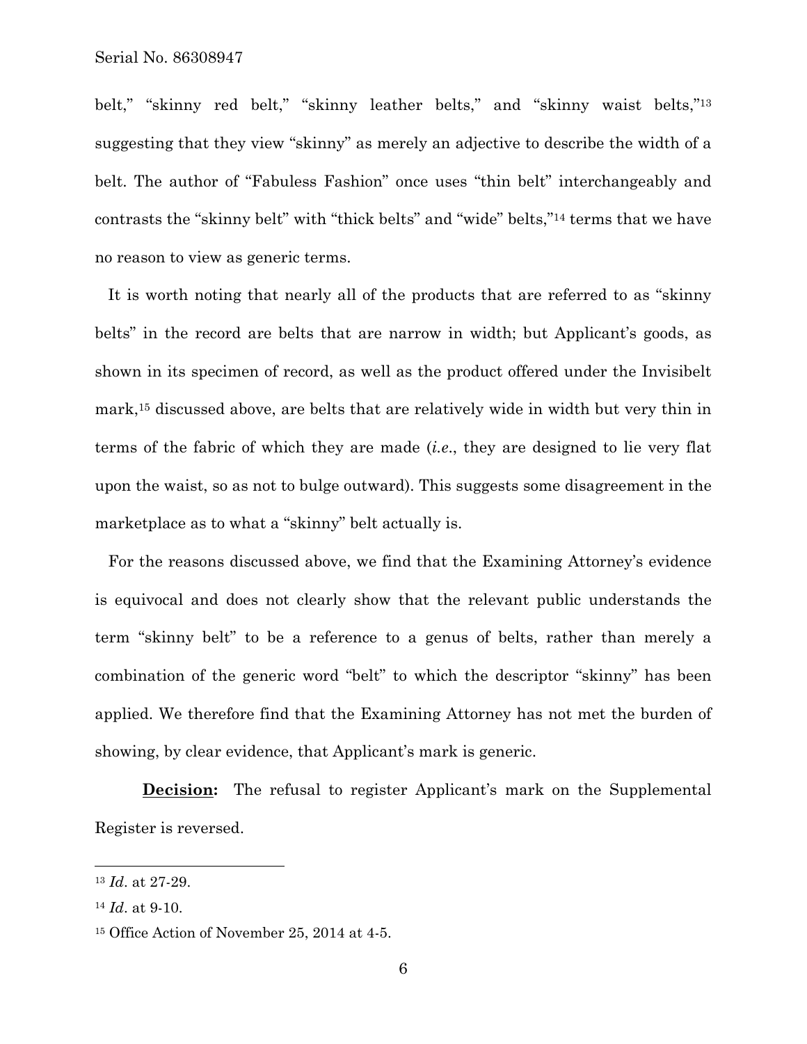belt," "skinny red belt," "skinny leather belts," and "skinny waist belts,"[13] suggesting that they view "skinny" as merely an adjective to describe the width of a belt. The author of "Fabuless Fashion" once uses "thin belt" interchangeably and contrasts the "skinny belt" with "thick belts" and "wide" belts,"[14] terms that we have no reason to view as generic terms.

It is worth noting that nearly all of the products that are referred to as "skinny belts" in the record are belts that are narrow in width; but Applicant's goods, as shown in its specimen of record, as well as the product offered under the Invisibelt mark,[15] discussed above, are belts that are relatively wide in width but very thin in terms of the fabric of which they are made (*i.e.*, they are designed to lie very flat upon the waist, so as not to bulge outward). This suggests some disagreement in the marketplace as to what a "skinny" belt actually is.

For the reasons discussed above, we find that the Examining Attorney's evidence is equivocal and does not clearly show that the relevant public understands the term "skinny belt" to be a reference to a genus of belts, rather than merely a combination of the generic word "belt" to which the descriptor "skinny" has been applied. We therefore find that the Examining Attorney has not met the burden of showing, by clear evidence, that Applicant's mark is generic.

**Decision:** The refusal to register Applicant's mark on the Supplemental Register is reversed.

---

[13] *Id*. at 27-29.

[14] *Id*. at 9-10.

[15] Office Action of November 25, 2014 at 4-5.